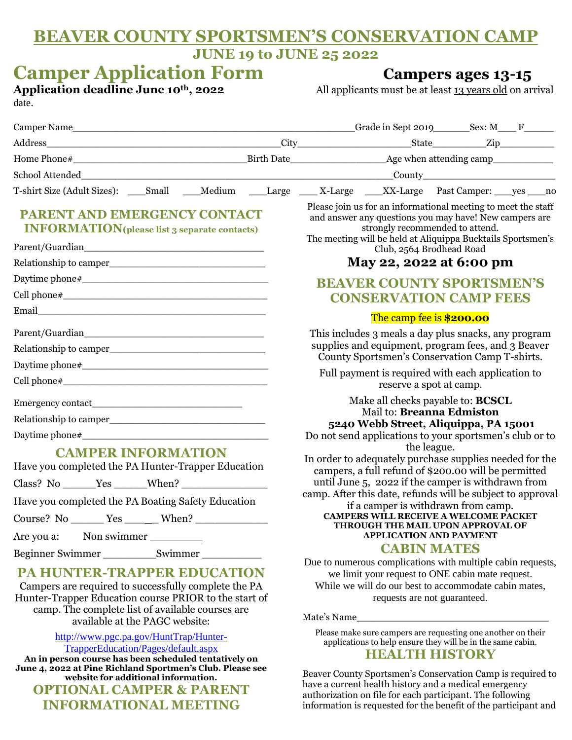# BEAVER COUNTY SPORTSMEN'S CONSERVATION CAMP

## JUNE 19 to JUNE 25 2022

# Camper Application Form

**Campers ages 13-15**

**Application deadline June 10th, 2022**

All applicants must be at least 13 years old on arrival date.

Camper Name_______________________________________________Grade in Sept 2019______Sex: M___ F_____

Address_________________________________________City___________________State_________Zip_________

Home Phone#____________________________Birth Date________________Age when attending camp__________

School Attended______________________________________________________County________________________

T-shirt Size (Adult Sizes): ___Small ___Medium ___Large ___ X-Large ___XX-Large Past Camper: ___yes ___no

## PARENT AND EMERGENCY CONTACT INFORMATION (please list 3 separate contacts)

Parent/Guardian_____________________________

Relationship to camper_________________________

Daytime phone#______________________________

Cell phone#_________________________________

Email_____________________________________

Parent/Guardian_____________________________

Relationship to camper_________________________

Daytime phone#______________________________

Cell phone#_________________________________

Emergency contact__________________________

Relationship to camper_________________________

Daytime phone#______________________________

## CAMPER INFORMATION

Have you completed the PA Hunter-Trapper Education Class? No _____Yes _____When? _____________

Have you completed the PA Boating Safety Education Course? No _____ Yes _____ When? ___________

Are you a: Non swimmer ________

Beginner Swimmer ________Swimmer _________

## PA HUNTER-TRAPPER EDUCATION

Campers are required to successfully complete the PA Hunter-Trapper Education course PRIOR to the start of camp. The complete list of available courses are available at the PAGC website:

http://www.pgc.pa.gov/HuntTrap/Hunter-TrapperEducation/Pages/default.aspx

**An in person course has been scheduled tentatively on June 4, 2022 at Pine Richland Sportmen's Club. Please see website for additional information.**

## OPTIONAL CAMPER & PARENT INFORMATIONAL MEETING

Please join us for an informational meeting to meet the staff and answer any questions you may have! New campers are strongly recommended to attend.
The meeting will be held at Aliquippa Bucktails Sportsmen's Club, 2564 Brodhead Road

**May 22, 2022 at 6:00 pm**

## BEAVER COUNTY SPORTSMEN'S CONSERVATION CAMP FEES

The camp fee is **$200.00**

This includes 3 meals a day plus snacks, any program supplies and equipment, program fees, and 3 Beaver County Sportsmen's Conservation Camp T-shirts.

Full payment is required with each application to reserve a spot at camp.

Make all checks payable to: **BCSCL**
Mail to: **Breanna Edmiston**
**5240 Webb Street, Aliquippa, PA 15001**
Do not send applications to your sportsmen's club or to the league.
In order to adequately purchase supplies needed for the campers, a full refund of $200.00 will be permitted until June 5, 2022 if the camper is withdrawn from camp. After this date, refunds will be subject to approval if a camper is withdrawn from camp.

**CAMPERS WILL RECEIVE A WELCOME PACKET THROUGH THE MAIL UPON APPROVAL OF APPLICATION AND PAYMENT**

## CABIN MATES

Due to numerous complications with multiple cabin requests, we limit your request to ONE cabin mate request. While we will do our best to accommodate cabin mates, requests are not guaranteed.

Mate's Name__________________________________

Please make sure campers are requesting one another on their applications to help ensure they will be in the same cabin.

## HEALTH HISTORY

Beaver County Sportsmen's Conservation Camp is required to have a current health history and a medical emergency authorization on file for each participant. The following information is requested for the benefit of the participant and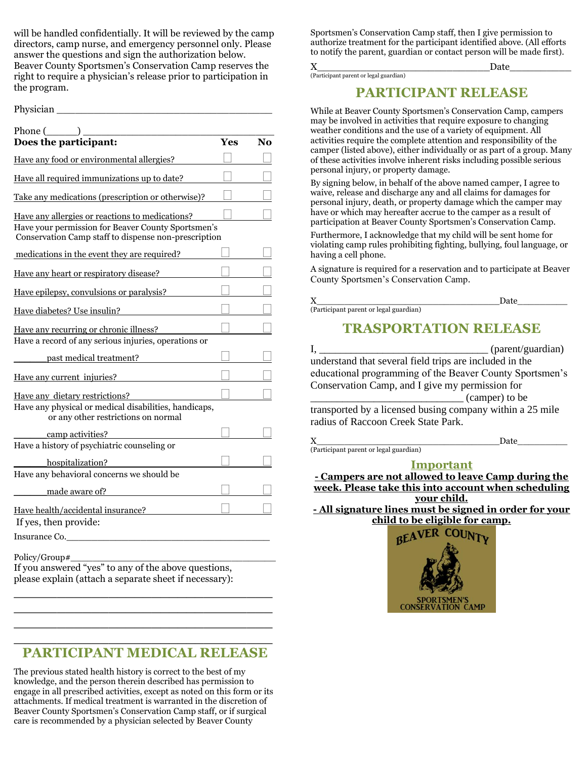will be handled confidentially. It will be reviewed by the camp directors, camp nurse, and emergency personnel only. Please answer the questions and sign the authorization below. Beaver County Sportsmen's Conservation Camp reserves the right to require a physician's release prior to participation in the program.

Physician ___________________________________

Phone (______) ______________________________

| **Does the participant:** | **Yes** | **No** |
|---|---|---|
| Have any food or environmental allergies? | ☐ | ☐ |
| Have all required immunizations up to date? | ☐ | ☐ |
| Take any medications (prescription or otherwise)? | ☐ | ☐ |
| Have any allergies or reactions to medications? | ☐ | ☐ |
| Have your permission for Beaver County Sportsmen's Conservation Camp staff to dispense non-prescription medications in the event they are required? | ☐ | ☐ |
| Have any heart or respiratory disease? | ☐ | ☐ |
| Have epilepsy, convulsions or paralysis? | ☐ | ☐ |
| Have diabetes? Use insulin? | ☐ | ☐ |
| Have any recurring or chronic illness? | ☐ | ☐ |
| Have a record of any serious injuries, operations or past medical treatment? | ☐ | ☐ |
| Have any current injuries? | ☐ | ☐ |
| Have any dietary restrictions? | ☐ | ☐ |
| Have any physical or medical disabilities, handicaps, or any other restrictions on normal camp activities? | ☐ | ☐ |
| Have a history of psychiatric counseling or hospitalization? | ☐ | ☐ |
| Have any behavioral concerns we should be made aware of? | ☐ | ☐ |
| Have health/accidental insurance? | ☐ | ☐ |

If yes, then provide:

Insurance Co.________________________________________

Policy/Group#_________________________________________

If you answered "yes" to any of the above questions, please explain (attach a separate sheet if necessary):

_____________________________________________

_____________________________________________

_____________________________________________

_____________________________________________

## PARTICIPANT MEDICAL RELEASE

The previous stated health history is correct to the best of my knowledge, and the person therein described has permission to engage in all prescribed activities, except as noted on this form or its attachments. If medical treatment is warranted in the discretion of Beaver County Sportsmen's Conservation Camp staff, or if surgical care is recommended by a physician selected by Beaver County Sportsmen's Conservation Camp staff, then I give permission to authorize treatment for the participant identified above. (All efforts to notify the parent, guardian or contact person will be made first).

X________________________________Date___________
(Participant parent or legal guardian)

## PARTICIPANT RELEASE

While at Beaver County Sportsmen's Conservation Camp, campers may be involved in activities that require exposure to changing weather conditions and the use of a variety of equipment. All activities require the complete attention and responsibility of the camper (listed above), either individually or as part of a group. Many of these activities involve inherent risks including possible serious personal injury, or property damage.

By signing below, in behalf of the above named camper, I agree to waive, release and discharge any and all claims for damages for personal injury, death, or property damage which the camper may have or which may hereafter accrue to the camper as a result of participation at Beaver County Sportsmen's Conservation Camp.

Furthermore, I acknowledge that my child will be sent home for violating camp rules prohibiting fighting, bullying, foul language, or having a cell phone.

A signature is required for a reservation and to participate at Beaver County Sportsmen's Conservation Camp.

X____________________________________Date__________
(Participant parent or legal guardian)

## TRASPORTATION RELEASE

I, ____________________________ (parent/guardian) understand that several field trips are included in the educational programming of the Beaver County Sportsmen's Conservation Camp, and I give my permission for ___________________________ (camper) to be transported by a licensed busing company within a 25 mile radius of Raccoon Creek State Park.

X____________________________________Date__________
(Participant parent or legal guardian)

**Important**

**- Campers are not allowed to leave Camp during the week. Please take this into account when scheduling your child.**

**- All signature lines must be signed in order for your child to be eligible for camp.**

BEAVER COUNTY
SPORTSMEN'S CONSERVATION CAMP